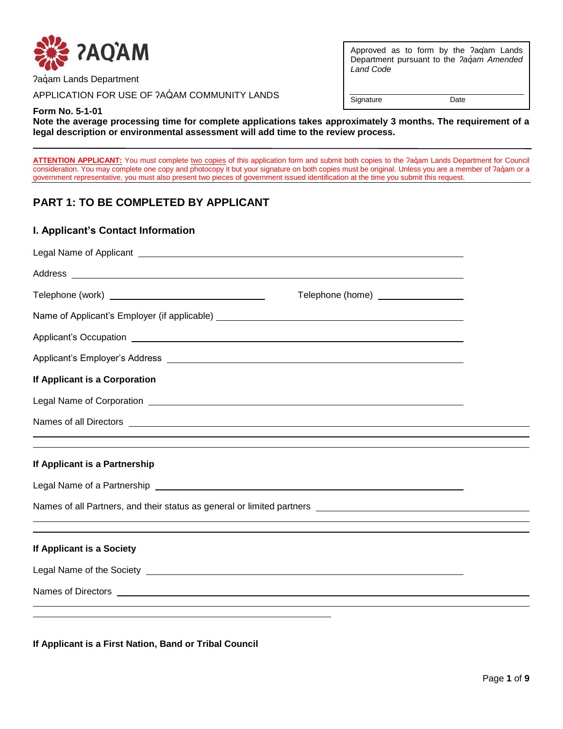ʔAQ̓AM

ʔaq̓am Lands Department

APPLICATION FOR USE OF ʔAQ̓AM COMMUNITY LANDS

Approved as to form by the ʔaq̓am Lands Department pursuant to the *ʔaq̓am Amended Land Code*

Signature ____________ Date ____________

**Form No. 5-1-01**

**Note the average processing time for complete applications takes approximately 3 months. The requirement of a legal description or environmental assessment will add time to the review process.**

**ATTENTION APPLICANT:** You must complete two copies of this application form and submit both copies to the ʔaq̓am Lands Department for Council consideration. You may complete one copy and photocopy it but your signature on both copies must be original. Unless you are a member of ʔaq̓am or a government representative, you must also present two pieces of government issued identification at the time you submit this request.

## PART 1: TO BE COMPLETED BY APPLICANT

### I. Applicant's Contact Information

Legal Name of Applicant ____________________

Address ____________________

Telephone (work) ____________________ Telephone (home) ____________________

Name of Applicant's Employer (if applicable) ____________________

Applicant's Occupation ____________________

Applicant's Employer's Address ____________________

**If Applicant is a Corporation**

Legal Name of Corporation ____________________

Names of all Directors ____________________

**If Applicant is a Partnership**

Legal Name of a Partnership ____________________

Names of all Partners, and their status as general or limited partners ____________________

**If Applicant is a Society**

Legal Name of the Society ____________________

Names of Directors ____________________

**If Applicant is a First Nation, Band or Tribal Council**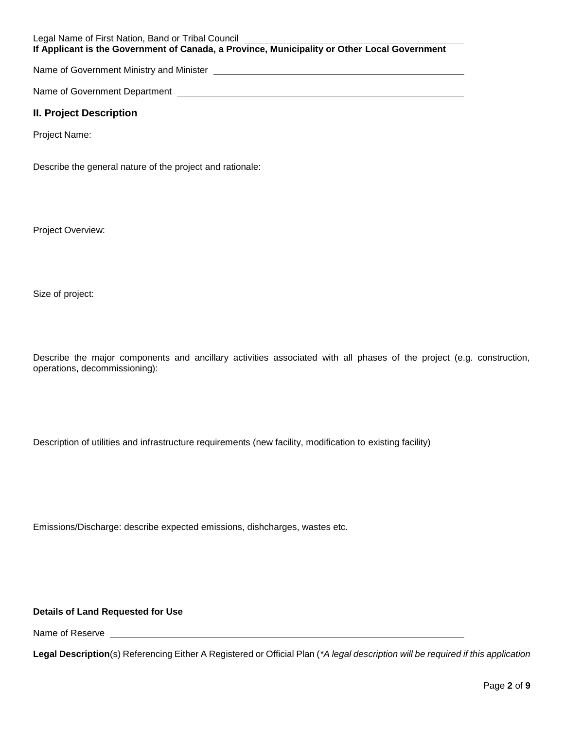Legal Name of First Nation, Band or Tribal Council \_\_\_\_\_\_\_\_\_\_\_\_\_\_\_\_\_\_\_\_\_\_\_\_\_\_\_\_\_\_\_\_\_\_\_\_\_\_\_\_

**If Applicant is the Government of Canada, a Province, Municipality or Other Local Government**

Name of Government Ministry and Minister \_\_\_\_\_\_\_\_\_\_\_\_\_\_\_\_\_\_\_\_\_\_\_\_\_\_\_\_\_\_\_\_\_\_\_\_\_\_\_\_

Name of Government Department \_\_\_\_\_\_\_\_\_\_\_\_\_\_\_\_\_\_\_\_\_\_\_\_\_\_\_\_\_\_\_\_\_\_\_\_\_\_\_\_

## II. Project Description

Project Name:

Describe the general nature of the project and rationale:

Project Overview:

Size of project:

Describe the major components and ancillary activities associated with all phases of the project (e.g. construction, operations, decommissioning):

Description of utilities and infrastructure requirements (new facility, modification to existing facility)

Emissions/Discharge: describe expected emissions, dishcharges, wastes etc.

**Details of Land Requested for Use**

Name of Reserve \_\_\_\_\_\_\_\_\_\_\_\_\_\_\_\_\_\_\_\_\_\_\_\_\_\_\_\_\_\_\_\_\_\_\_\_\_\_\_\_

**Legal Description**(s) Referencing Either A Registered or Official Plan (*\*A legal description will be required if this application*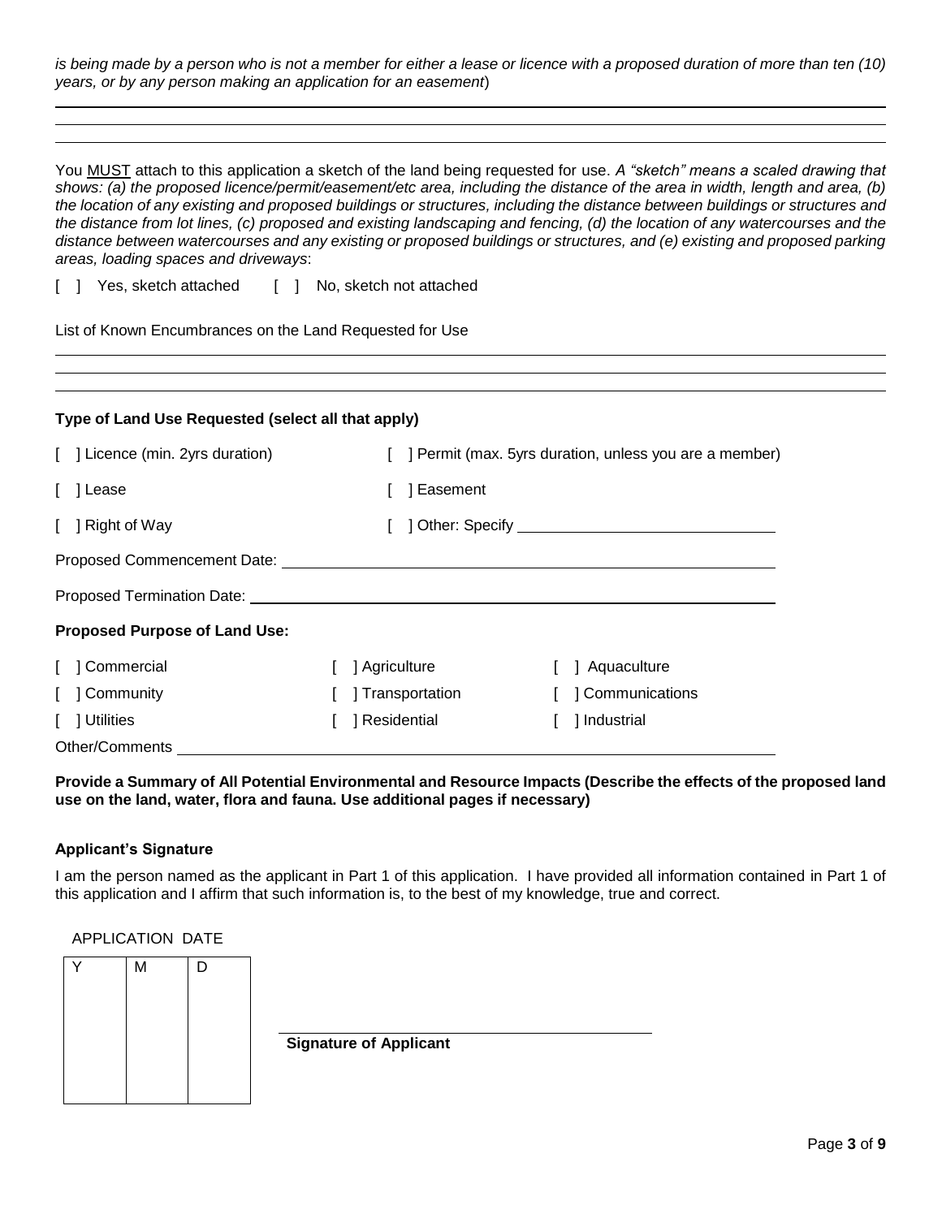*is being made by a person who is not a member for either a lease or licence with a proposed duration of more than ten (10) years, or by any person making an application for an easement*)

\_\_\_\_\_\_\_\_\_\_\_\_\_\_\_\_\_\_\_\_\_\_\_\_\_\_\_\_\_\_\_\_\_\_\_\_\_\_\_\_\_\_\_\_\_\_\_\_\_\_\_\_\_\_\_\_\_\_\_\_

\_\_\_\_\_\_\_\_\_\_\_\_\_\_\_\_\_\_\_\_\_\_\_\_\_\_\_\_\_\_\_\_\_\_\_\_\_\_\_\_\_\_\_\_\_\_\_\_\_\_\_\_\_\_\_\_\_\_\_\_

\_\_\_\_\_\_\_\_\_\_\_\_\_\_\_\_\_\_\_\_\_\_\_\_\_\_\_\_\_\_\_\_\_\_\_\_\_\_\_\_\_\_\_\_\_\_\_\_\_\_\_\_\_\_\_\_\_\_\_\_

You <u>MUST</u> attach to this application a sketch of the land being requested for use. *A "sketch" means a scaled drawing that shows: (a) the proposed licence/permit/easement/etc area, including the distance of the area in width, length and area, (b) the location of any existing and proposed buildings or structures, including the distance between buildings or structures and the distance from lot lines, (c) proposed and existing landscaping and fencing, (d) the location of any watercourses and the distance between watercourses and any existing or proposed buildings or structures, and (e) existing and proposed parking areas, loading spaces and driveways*:

[ ] Yes, sketch attached [ ] No, sketch not attached

List of Known Encumbrances on the Land Requested for Use

\_\_\_\_\_\_\_\_\_\_\_\_\_\_\_\_\_\_\_\_\_\_\_\_\_\_\_\_\_\_\_\_\_\_\_\_\_\_\_\_\_\_\_\_\_\_\_\_\_\_\_\_\_\_\_\_\_\_\_\_

\_\_\_\_\_\_\_\_\_\_\_\_\_\_\_\_\_\_\_\_\_\_\_\_\_\_\_\_\_\_\_\_\_\_\_\_\_\_\_\_\_\_\_\_\_\_\_\_\_\_\_\_\_\_\_\_\_\_\_\_

\_\_\_\_\_\_\_\_\_\_\_\_\_\_\_\_\_\_\_\_\_\_\_\_\_\_\_\_\_\_\_\_\_\_\_\_\_\_\_\_\_\_\_\_\_\_\_\_\_\_\_\_\_\_\_\_\_\_\_\_

**Type of Land Use Requested (select all that apply)**

[ ] Licence (min. 2yrs duration)
[ ] Permit (max. 5yrs duration, unless you are a member)
[ ] Lease
[ ] Easement
[ ] Right of Way
[ ] Other: Specify \_\_\_\_\_\_\_\_\_\_\_\_\_\_\_\_\_\_\_\_

Proposed Commencement Date: \_\_\_\_\_\_\_\_\_\_\_\_\_\_\_\_\_\_\_\_\_\_\_\_\_\_\_\_\_\_\_\_

Proposed Termination Date: \_\_\_\_\_\_\_\_\_\_\_\_\_\_\_\_\_\_\_\_\_\_\_\_\_\_\_\_\_\_\_\_

**Proposed Purpose of Land Use:**

[ ] Commercial
[ ] Agriculture
[ ] Aquaculture
[ ] Community
[ ] Transportation
[ ] Communications
[ ] Utilities
[ ] Residential
[ ] Industrial

Other/Comments \_\_\_\_\_\_\_\_\_\_\_\_\_\_\_\_\_\_\_\_\_\_\_\_\_\_\_\_\_\_\_\_\_\_\_\_\_\_\_\_

**Provide a Summary of All Potential Environmental and Resource Impacts (Describe the effects of the proposed land use on the land, water, flora and fauna. Use additional pages if necessary)**

**Applicant's Signature**

I am the person named as the applicant in Part 1 of this application. I have provided all information contained in Part 1 of this application and I affirm that such information is, to the best of my knowledge, true and correct.

APPLICATION DATE

| Y | M | D |
|---|---|---|
| | | |

\_\_\_\_\_\_\_\_\_\_\_\_\_\_\_\_\_\_\_\_\_\_\_\_\_\_\_\_\_\_\_\_\_\_

**Signature of Applicant**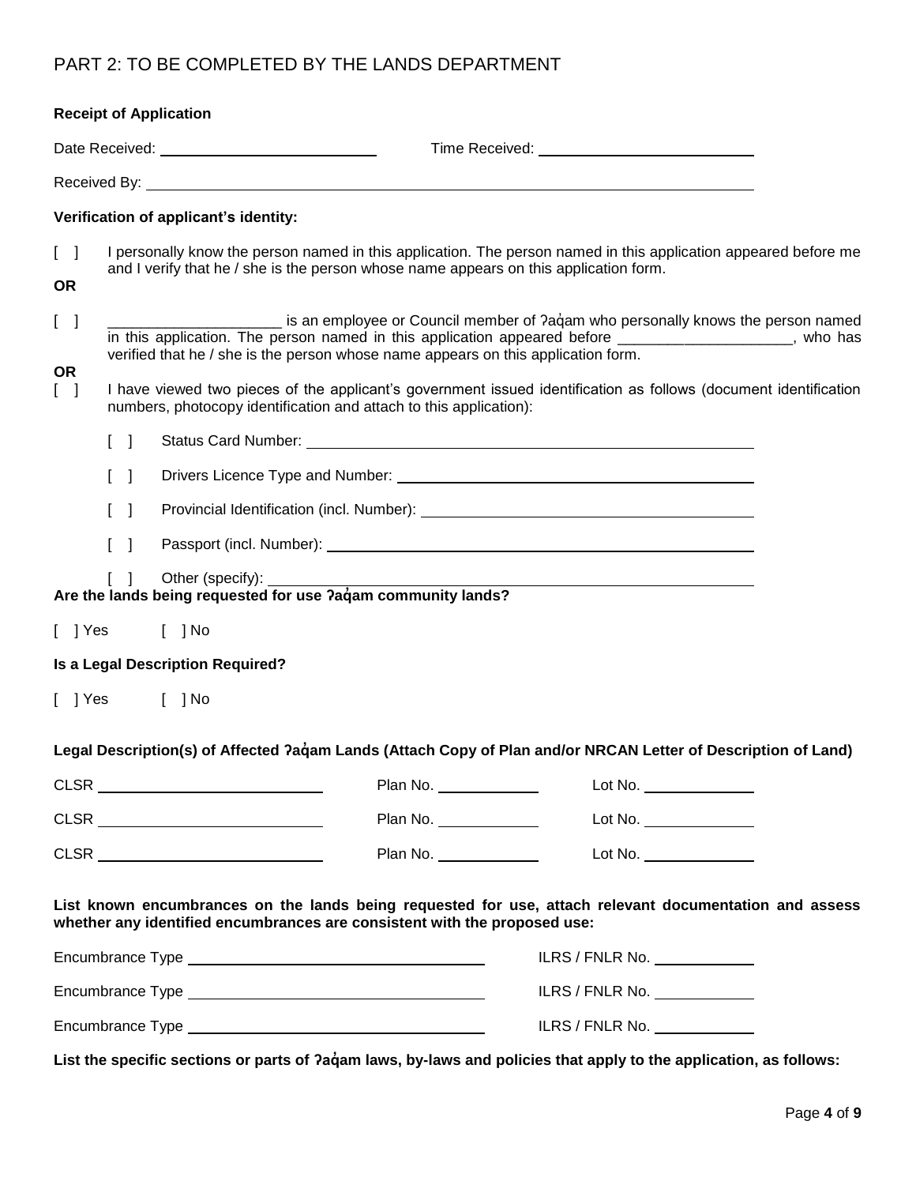## PART 2: TO BE COMPLETED BY THE LANDS DEPARTMENT

**Receipt of Application**

Date Received: ______________________ Time Received: ______________________

Received By: ______________________________________________

**Verification of applicant's identity:**

[ ] I personally know the person named in this application. The person named in this application appeared before me and I verify that he / she is the person whose name appears on this application form.

**OR**

[ ] _____________________ is an employee or Council member of ʔaq̓am who personally knows the person named in this application. The person named in this application appeared before _____________________, who has verified that he / she is the person whose name appears on this application form.

**OR**

[ ] I have viewed two pieces of the applicant's government issued identification as follows (document identification numbers, photocopy identification and attach to this application):

- [ ] Status Card Number: ______________________
- [ ] Drivers Licence Type and Number: ______________________
- [ ] Provincial Identification (incl. Number): ______________________
- [ ] Passport (incl. Number): ______________________
- [ ] Other (specify): ______________________

**Are the lands being requested for use ʔaq̓am community lands?**

[ ] Yes [ ] No

**Is a Legal Description Required?**

[ ] Yes [ ] No

**Legal Description(s) of Affected ʔaq̓am Lands (Attach Copy of Plan and/or NRCAN Letter of Description of Land)**

CLSR ______________________ Plan No. __________ Lot No. __________

CLSR ______________________ Plan No. __________ Lot No. __________

CLSR ______________________ Plan No. __________ Lot No. __________

**List known encumbrances on the lands being requested for use, attach relevant documentation and assess whether any identified encumbrances are consistent with the proposed use:**

Encumbrance Type ______________________ ILRS / FNLR No. __________

Encumbrance Type ______________________ ILRS / FNLR No. __________

Encumbrance Type ______________________ ILRS / FNLR No. __________

**List the specific sections or parts of ʔaq̓am laws, by-laws and policies that apply to the application, as follows:**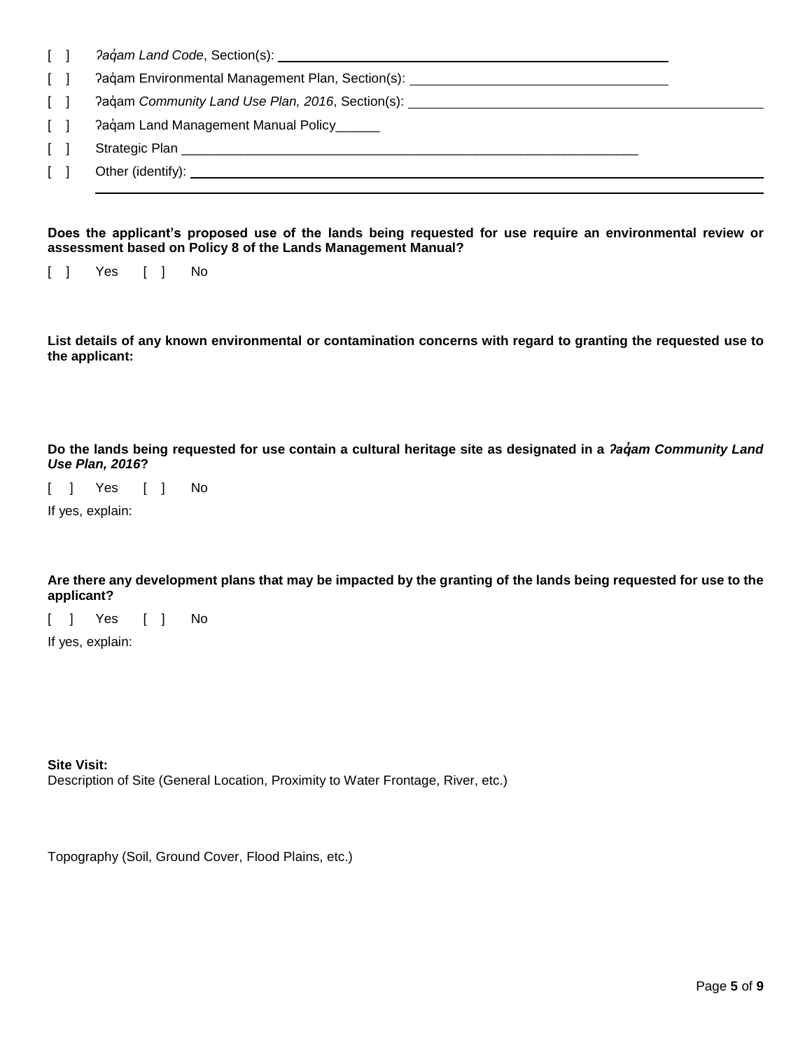[ ] *ʔaq̓am Land Code*, Section(s): ______________________________

[ ] ʔaq̓am Environmental Management Plan, Section(s): ______________________________

[ ] ʔaq̓am *Community Land Use Plan, 2016*, Section(s): ______________________________

[ ] ʔaq̓am Land Management Manual Policy______

[ ] Strategic Plan ______________________________

[ ] Other (identify): ______________________________

______________________________

**Does the applicant's proposed use of the lands being requested for use require an environmental review or assessment based on Policy 8 of the Lands Management Manual?**

[ ] Yes [ ] No

**List details of any known environmental or contamination concerns with regard to granting the requested use to the applicant:**

**Do the lands being requested for use contain a cultural heritage site as designated in a *ʔaq̓am Community Land Use Plan, 2016*?**

[ ] Yes [ ] No

If yes, explain:

**Are there any development plans that may be impacted by the granting of the lands being requested for use to the applicant?**

[ ] Yes [ ] No

If yes, explain:

**Site Visit:**

Description of Site (General Location, Proximity to Water Frontage, River, etc.)

Topography (Soil, Ground Cover, Flood Plains, etc.)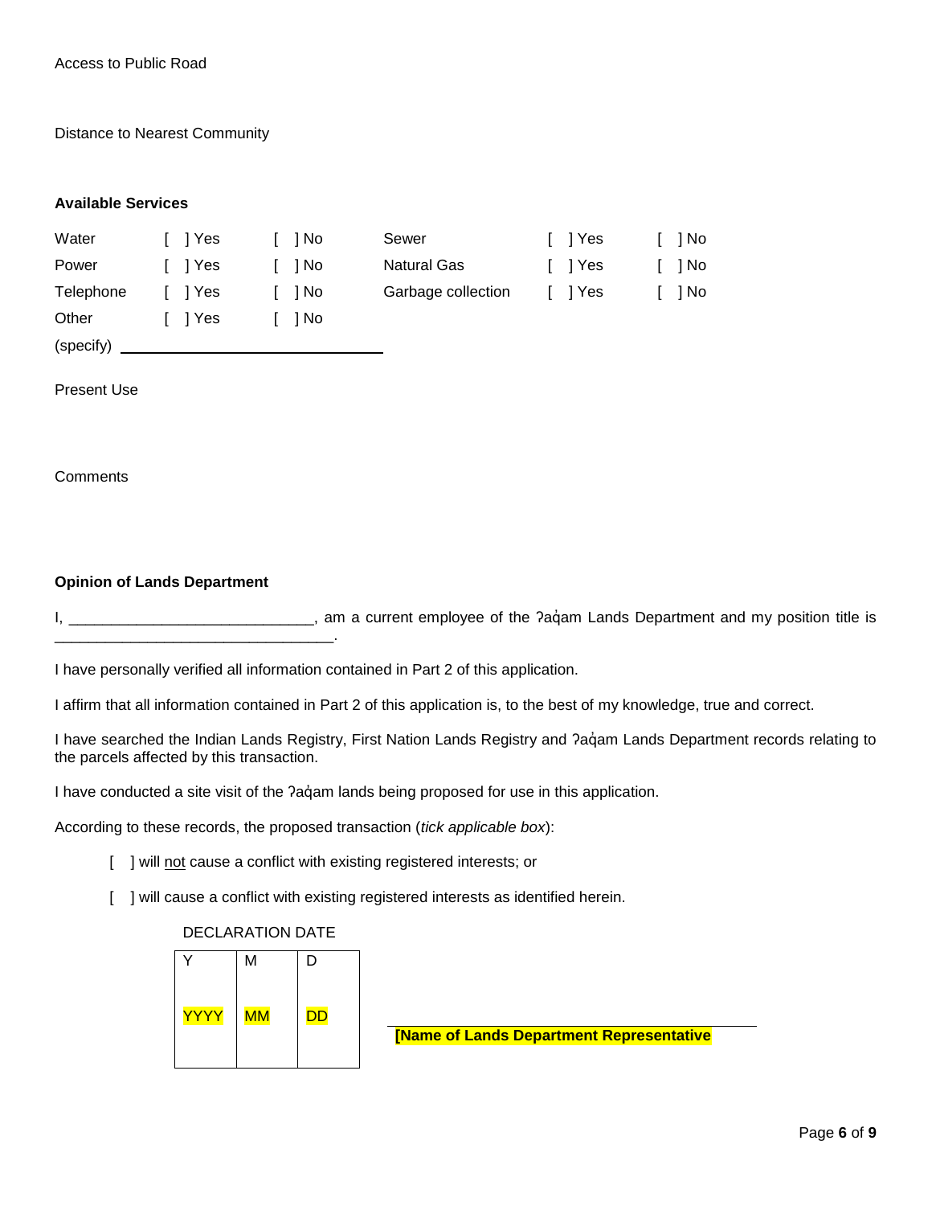Access to Public Road

Distance to Nearest Community

**Available Services**

| | | | | | |
|---|---|---|---|---|---|
| Water | [ ] Yes | [ ] No | Sewer | [ ] Yes | [ ] No |
| Power | [ ] Yes | [ ] No | Natural Gas | [ ] Yes | [ ] No |
| Telephone | [ ] Yes | [ ] No | Garbage collection | [ ] Yes | [ ] No |
| Other | [ ] Yes | [ ] No | | | |

(specify) ______________________________

Present Use

Comments

**Opinion of Lands Department**

I, ____________________________, am a current employee of the ʔaq̓am Lands Department and my position title is ________________________________.

I have personally verified all information contained in Part 2 of this application.

I affirm that all information contained in Part 2 of this application is, to the best of my knowledge, true and correct.

I have searched the Indian Lands Registry, First Nation Lands Registry and ʔaq̓am Lands Department records relating to the parcels affected by this transaction.

I have conducted a site visit of the ʔaq̓am lands being proposed for use in this application.

According to these records, the proposed transaction (*tick applicable box*):

[ ] will not cause a conflict with existing registered interests; or

[ ] will cause a conflict with existing registered interests as identified herein.

DECLARATION DATE

| Y | M | D |
|---|---|---|
| YYYY | MM | DD |

______________________________
**[Name of Lands Department Representative**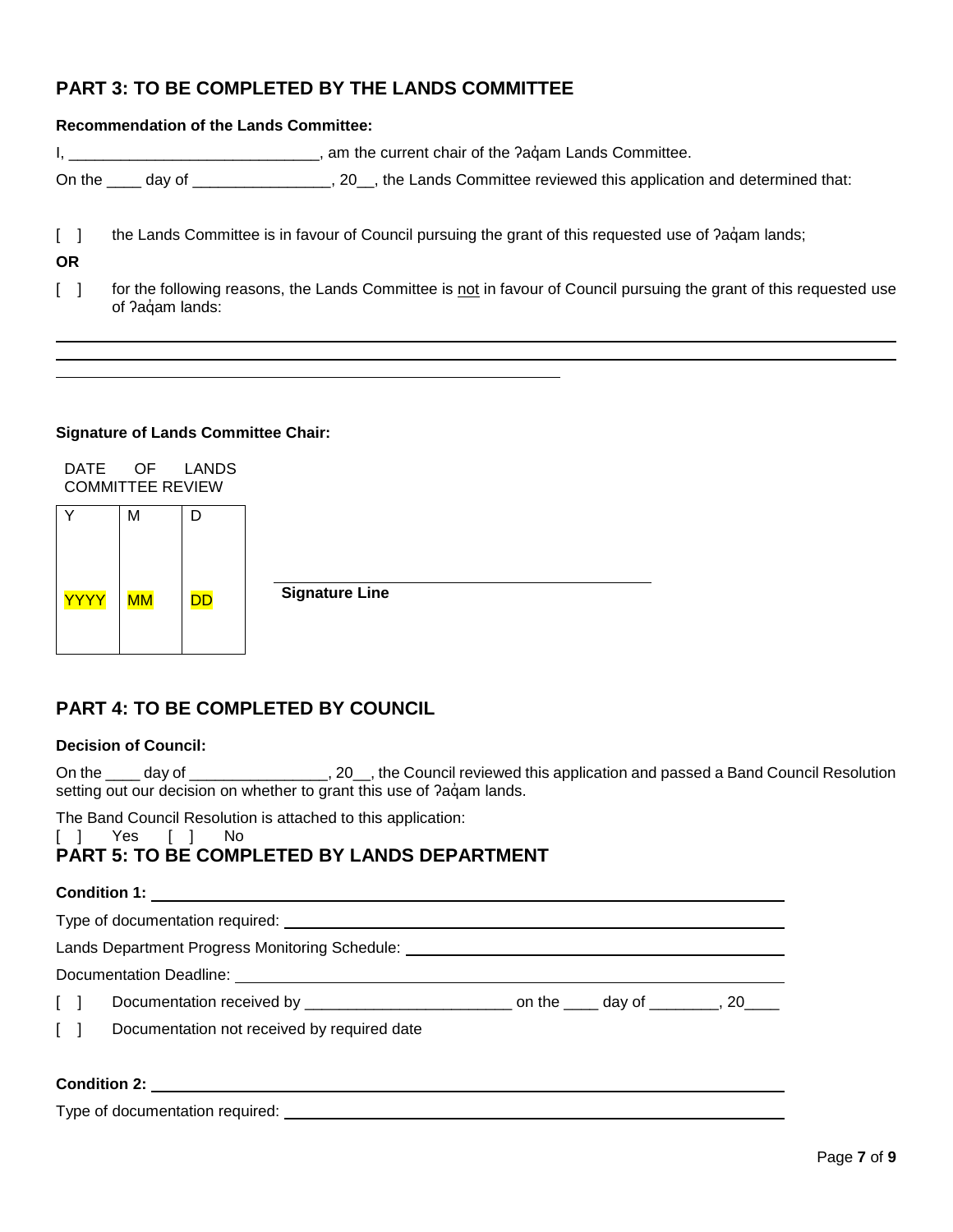## PART 3: TO BE COMPLETED BY THE LANDS COMMITTEE

**Recommendation of the Lands Committee:**

I, ______________________________, am the current chair of the ʔaq̓am Lands Committee.

On the ____ day of ________________, 20__, the Lands Committee reviewed this application and determined that:

[ ] the Lands Committee is in favour of Council pursuing the grant of this requested use of ʔaq̓am lands;

**OR**

[ ] for the following reasons, the Lands Committee is <u>not</u> in favour of Council pursuing the grant of this requested use of ʔaq̓am lands:

______________________________________________________________________

______________________________________________________________________

________________________________________

**Signature of Lands Committee Chair:**

DATE OF LANDS COMMITTEE REVIEW

| Y | M | D |
|---|---|---|
| YYYY | MM | DD |

______________________________

**Signature Line**

## PART 4: TO BE COMPLETED BY COUNCIL

**Decision of Council:**

On the ____ day of ________________, 20__, the Council reviewed this application and passed a Band Council Resolution setting out our decision on whether to grant this use of ʔaq̓am lands.

The Band Council Resolution is attached to this application:

[ ] Yes [ ] No

## PART 5: TO BE COMPLETED BY LANDS DEPARTMENT

**Condition 1:** ______________________________

Type of documentation required: ______________________________

Lands Department Progress Monitoring Schedule: ______________________________

Documentation Deadline: ______________________________

[ ] Documentation received by ________________________ on the ____ day of ________, 20____

[ ] Documentation not received by required date

**Condition 2:** ______________________________

Type of documentation required: ______________________________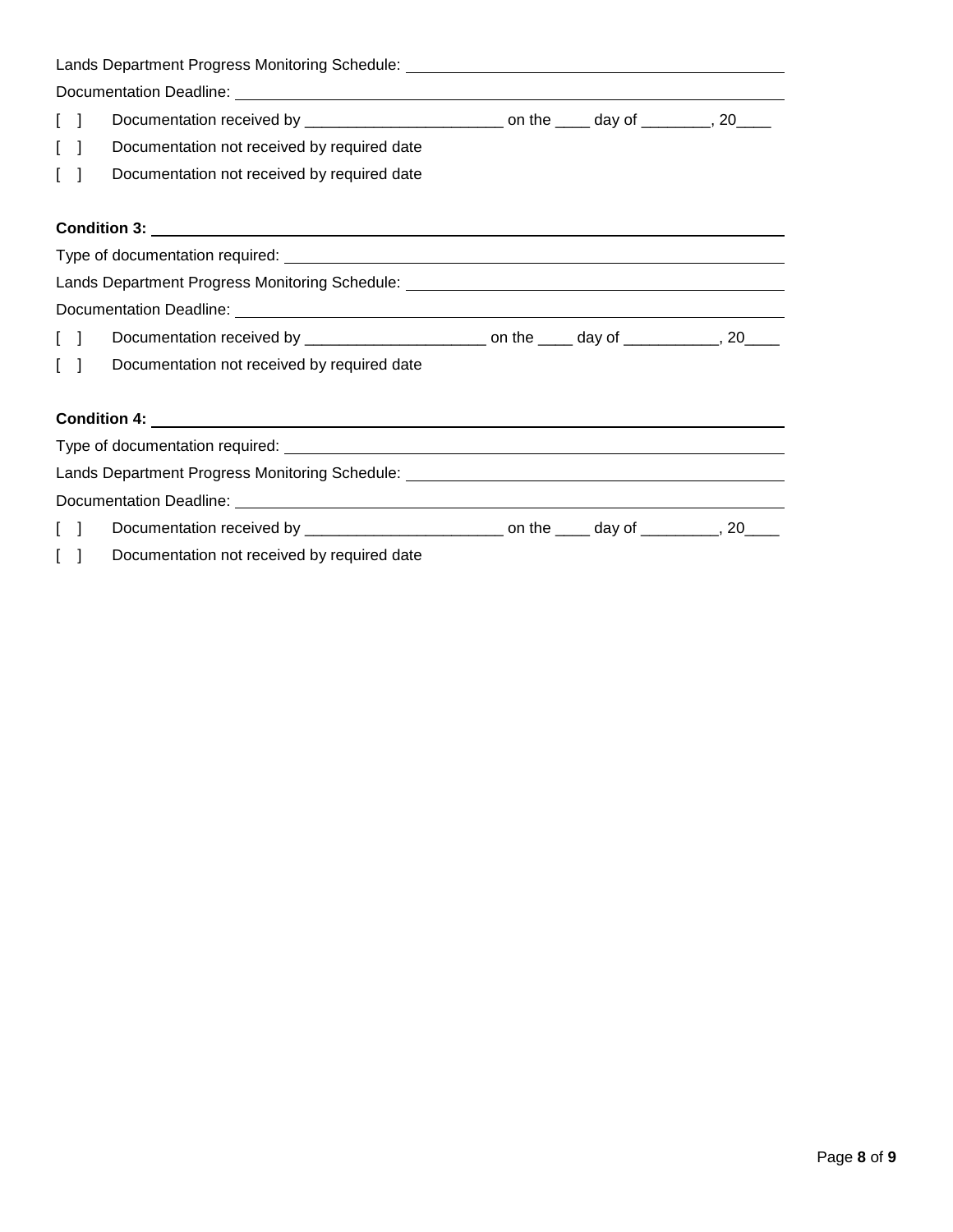Lands Department Progress Monitoring Schedule: ____________________________________________

Documentation Deadline: ____________________________________________

[ ] Documentation received by ______________________ on the ____ day of ________, 20____

[ ] Documentation not received by required date

[ ] Documentation not received by required date

**Condition 3:** ____________________________________________

Type of documentation required: ____________________________________________

Lands Department Progress Monitoring Schedule: ____________________________________________

Documentation Deadline: ____________________________________________

[ ] Documentation received by ____________________ on the ____ day of ___________, 20____

[ ] Documentation not received by required date

**Condition 4:** ____________________________________________

Type of documentation required: ____________________________________________

Lands Department Progress Monitoring Schedule: ____________________________________________

Documentation Deadline: ____________________________________________

[ ] Documentation received by ______________________ on the ____ day of _________, 20____

[ ] Documentation not received by required date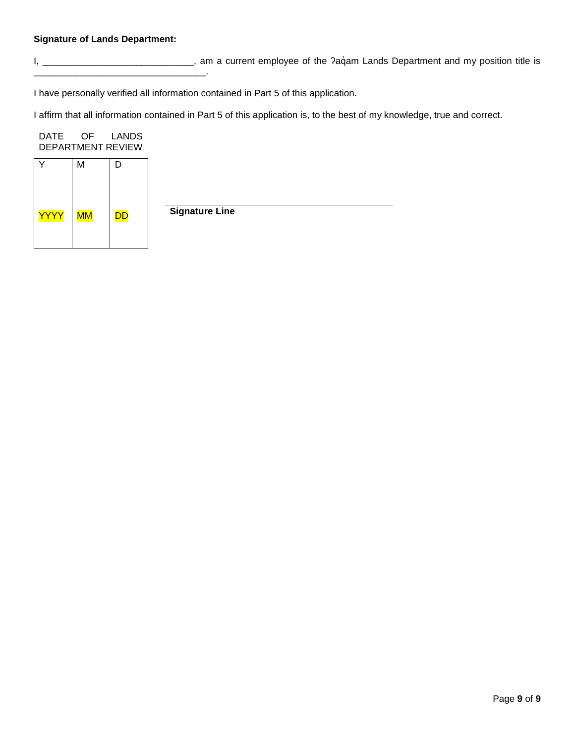**Signature of Lands Department:**

I, _____________________________, am a current employee of the ʔaq̓am Lands Department and my position title is _________________________________.

I have personally verified all information contained in Part 5 of this application.

I affirm that all information contained in Part 5 of this application is, to the best of my knowledge, true and correct.

DATE OF LANDS DEPARTMENT REVIEW

| Y | M | D |
|---|---|---|
| YYYY | MM | DD |

_______________________________________

**Signature Line**